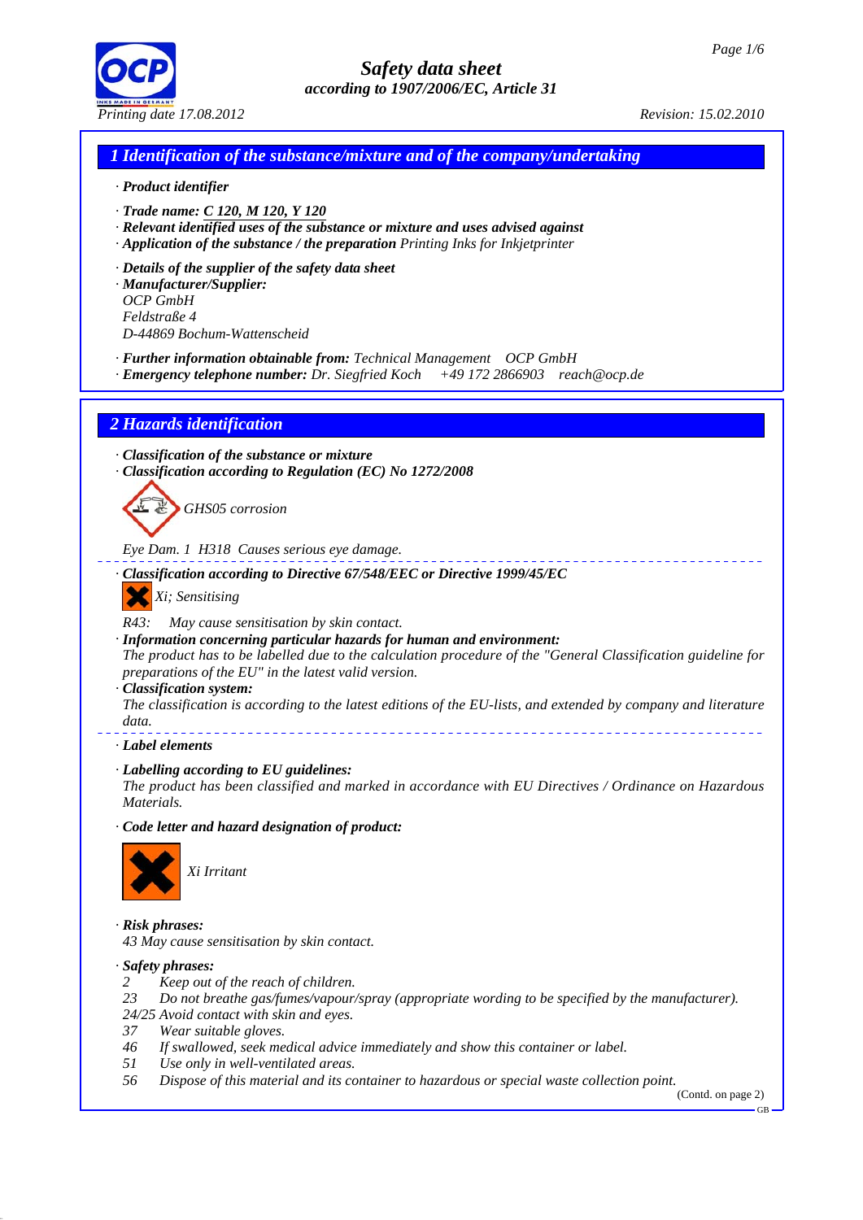# Safety data sheet

*according to 1907/2006/EC, Article 31*

*Printing date 17.08.2012* *Revision: 15.02.2010*

## 1 Identification of the substance/mixture and of the company/undertaking

· **Product identifier**

· **Trade name: C 120, M 120, Y 120**

· **Relevant identified uses of the substance or mixture and uses advised against**

· **Application of the substance / the preparation** Printing Inks for Inkjetprinter

· **Details of the supplier of the safety data sheet**

· **Manufacturer/Supplier:**
OCP GmbH
Feldstraße 4
D-44869 Bochum-Wattenscheid

· **Further information obtainable from:** Technical Management OCP GmbH

· **Emergency telephone number:** Dr. Siegfried Koch +49 172 2866903 reach@ocp.de

## 2 Hazards identification

· **Classification of the substance or mixture**

· **Classification according to Regulation (EC) No 1272/2008**

GHS05 corrosion

Eye Dam. 1 H318 Causes serious eye damage.

· **Classification according to Directive 67/548/EEC or Directive 1999/45/EC**

Xi; Sensitising

R43: May cause sensitisation by skin contact.

· **Information concerning particular hazards for human and environment:**
The product has to be labelled due to the calculation procedure of the "General Classification guideline for preparations of the EU" in the latest valid version.

· **Classification system:**
The classification is according to the latest editions of the EU-lists, and extended by company and literature data.

· **Label elements**

· **Labelling according to EU guidelines:**
The product has been classified and marked in accordance with EU Directives / Ordinance on Hazardous Materials.

· **Code letter and hazard designation of product:**

Xi Irritant

· **Risk phrases:**
43 May cause sensitisation by skin contact.

· **Safety phrases:**
2 Keep out of the reach of children.
23 Do not breathe gas/fumes/vapour/spray (appropriate wording to be specified by the manufacturer).
24/25 Avoid contact with skin and eyes.
37 Wear suitable gloves.
46 If swallowed, seek medical advice immediately and show this container or label.
51 Use only in well-ventilated areas.
56 Dispose of this material and its container to hazardous or special waste collection point.

(Contd. on page 2)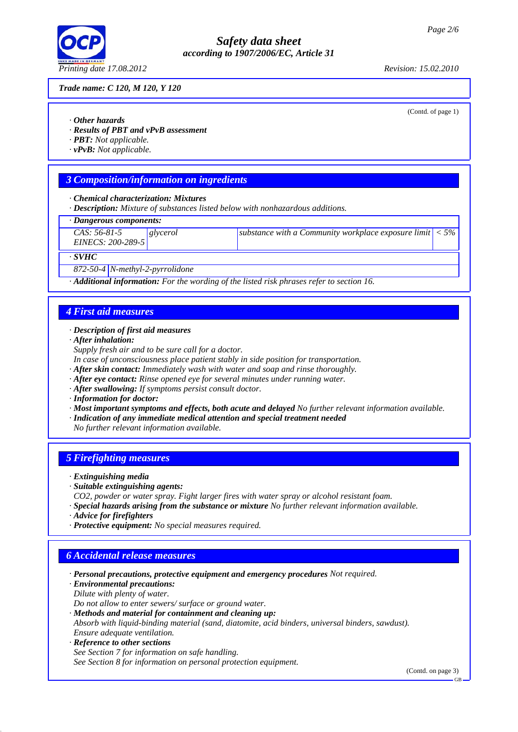Trade name: C 120, M 120, Y 120

(Contd. of page 1)

· **Other hazards**
· **Results of PBT and vPvB assessment**
· **PBT:** Not applicable.
· **vPvB:** Not applicable.

## 3 Composition/information on ingredients

· **Chemical characterization: Mixtures**
· **Description:** Mixture of substances listed below with nonhazardous additions.

· **Dangerous components:**

| | | | |
|---|---|---|---|
| CAS: 56-81-5<br>EINECS: 200-289-5 | glycerol | substance with a Community workplace exposure limit | < 5% |

· **SVHC**

| | |
|---|---|
| 872-50-4 | N-methyl-2-pyrrolidone |

· **Additional information:** For the wording of the listed risk phrases refer to section 16.

## 4 First aid measures

· **Description of first aid measures**
· **After inhalation:**
Supply fresh air and to be sure call for a doctor.
In case of unconsciousness place patient stably in side position for transportation.
· **After skin contact:** Immediately wash with water and soap and rinse thoroughly.
· **After eye contact:** Rinse opened eye for several minutes under running water.
· **After swallowing:** If symptoms persist consult doctor.
· **Information for doctor:**
· **Most important symptoms and effects, both acute and delayed** No further relevant information available.
· **Indication of any immediate medical attention and special treatment needed**
No further relevant information available.

## 5 Firefighting measures

· **Extinguishing media**
· **Suitable extinguishing agents:**
$CO_2$, powder or water spray. Fight larger fires with water spray or alcohol resistant foam.
· **Special hazards arising from the substance or mixture** No further relevant information available.
· **Advice for firefighters**
· **Protective equipment:** No special measures required.

## 6 Accidental release measures

· **Personal precautions, protective equipment and emergency procedures** Not required.
· **Environmental precautions:**
Dilute with plenty of water.
Do not allow to enter sewers/ surface or ground water.
· **Methods and material for containment and cleaning up:**
Absorb with liquid-binding material (sand, diatomite, acid binders, universal binders, sawdust).
Ensure adequate ventilation.
· **Reference to other sections**
See Section 7 for information on safe handling.
See Section 8 for information on personal protection equipment.

(Contd. on page 3)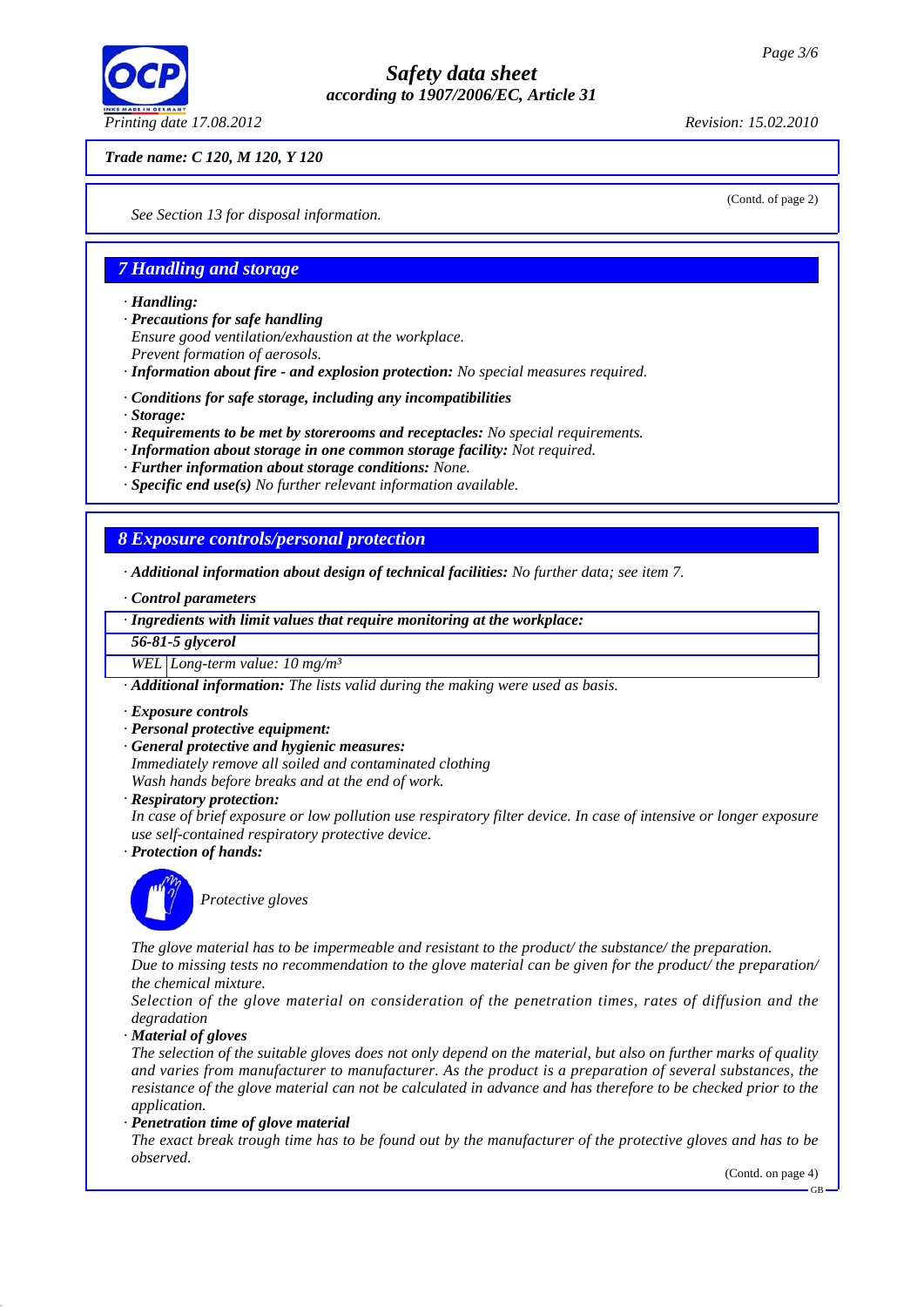*Trade name: C 120, M 120, Y 120*

(Contd. of page 2)

*See Section 13 for disposal information.*

## 7 Handling and storage

· ***Handling:***
· ***Precautions for safe handling***
*Ensure good ventilation/exhaustion at the workplace.*
*Prevent formation of aerosols.*
· ***Information about fire - and explosion protection:*** *No special measures required.*

· ***Conditions for safe storage, including any incompatibilities***
· ***Storage:***
· ***Requirements to be met by storerooms and receptacles:*** *No special requirements.*
· ***Information about storage in one common storage facility:*** *Not required.*
· ***Further information about storage conditions:*** *None.*
· ***Specific end use(s)*** *No further relevant information available.*

## 8 Exposure controls/personal protection

· ***Additional information about design of technical facilities:*** *No further data; see item 7.*

· ***Control parameters***

| · ***Ingredients with limit values that require monitoring at the workplace:*** | |
|---|---|
| ***56-81-5 glycerol*** | |
| *WEL* | *Long-term value: 10 mg/m³* |

· ***Additional information:*** *The lists valid during the making were used as basis.*

· ***Exposure controls***
· ***Personal protective equipment:***
· ***General protective and hygienic measures:***
*Immediately remove all soiled and contaminated clothing*
*Wash hands before breaks and at the end of work.*
· ***Respiratory protection:***
*In case of brief exposure or low pollution use respiratory filter device. In case of intensive or longer exposure use self-contained respiratory protective device.*
· ***Protection of hands:***

*Protective gloves*

*The glove material has to be impermeable and resistant to the product/ the substance/ the preparation.*
*Due to missing tests no recommendation to the glove material can be given for the product/ the preparation/ the chemical mixture.*
*Selection of the glove material on consideration of the penetration times, rates of diffusion and the degradation*
· ***Material of gloves***
*The selection of the suitable gloves does not only depend on the material, but also on further marks of quality and varies from manufacturer to manufacturer. As the product is a preparation of several substances, the resistance of the glove material can not be calculated in advance and has therefore to be checked prior to the application.*
· ***Penetration time of glove material***
*The exact break trough time has to be found out by the manufacturer of the protective gloves and has to be observed.*

(Contd. on page 4)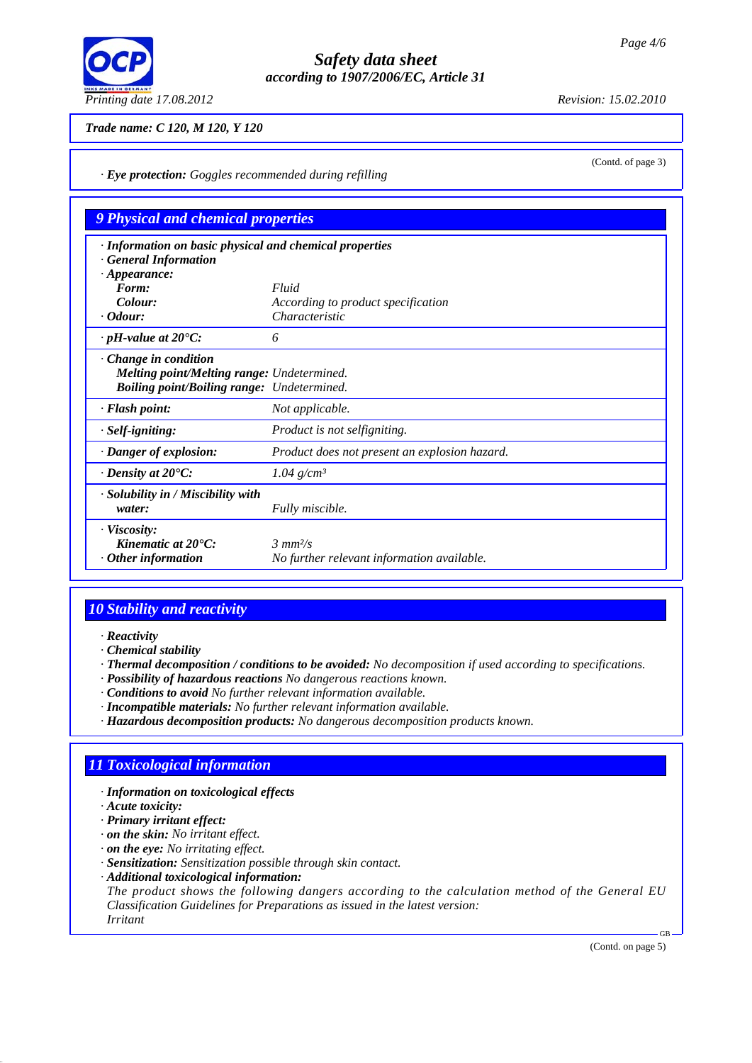Trade name: C 120, M 120, Y 120

(Contd. of page 3)

· **Eye protection:** Goggles recommended during refilling

## 9 Physical and chemical properties

· **Information on basic physical and chemical properties**
· **General Information**
· **Appearance:**

| | |
|---|---|
| **Form:** | Fluid |
| **Colour:** | According to product specification |
| · **Odour:** | Characteristic |
| · **pH-value at 20°C:** | 6 |
| · **Change in condition** | |
| **Melting point/Melting range:** | Undetermined. |
| **Boiling point/Boiling range:** | Undetermined. |
| · **Flash point:** | Not applicable. |
| · **Self-igniting:** | Product is not selfigniting. |
| · **Danger of explosion:** | Product does not present an explosion hazard. |
| · **Density at 20°C:** | 1.04 g/cm³ |
| · **Solubility in / Miscibility with water:** | Fully miscible. |
| · **Viscosity:** | |
| **Kinematic at 20°C:** | 3 mm²/s |
| · **Other information** | No further relevant information available. |

## 10 Stability and reactivity

· **Reactivity**
· **Chemical stability**
· **Thermal decomposition / conditions to be avoided:** No decomposition if used according to specifications.
· **Possibility of hazardous reactions** No dangerous reactions known.
· **Conditions to avoid** No further relevant information available.
· **Incompatible materials:** No further relevant information available.
· **Hazardous decomposition products:** No dangerous decomposition products known.

## 11 Toxicological information

· **Information on toxicological effects**
· **Acute toxicity:**
· **Primary irritant effect:**
· **on the skin:** No irritant effect.
· **on the eye:** No irritating effect.
· **Sensitization:** Sensitization possible through skin contact.
· **Additional toxicological information:**
The product shows the following dangers according to the calculation method of the General EU Classification Guidelines for Preparations as issued in the latest version:
Irritant

(Contd. on page 5)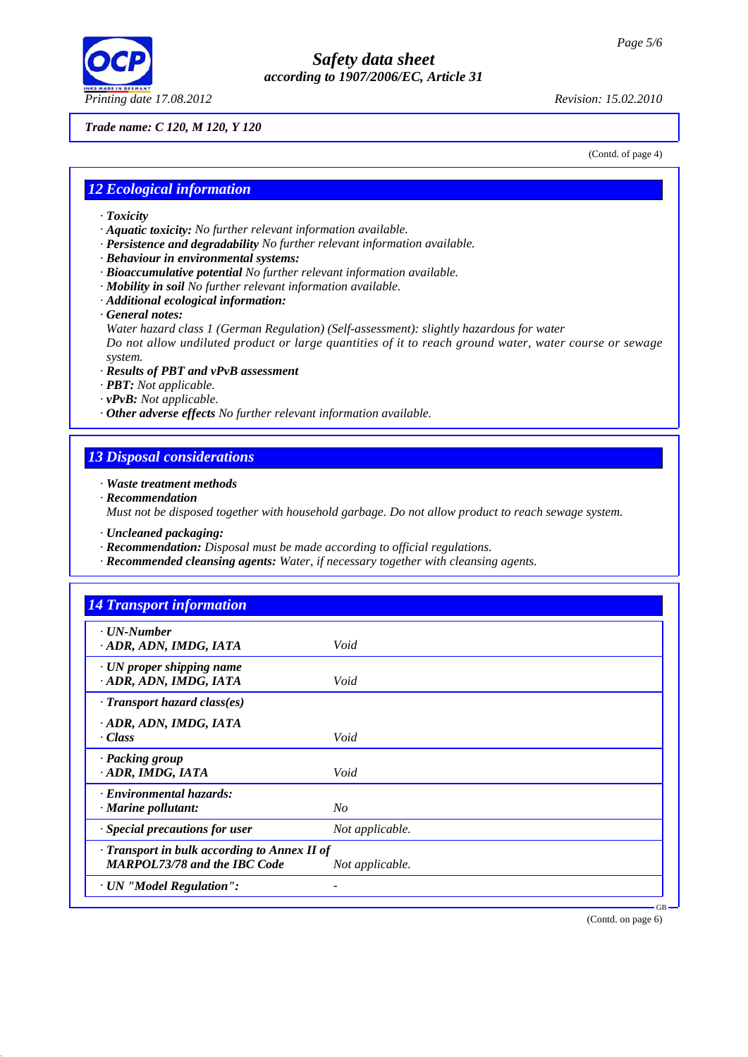**Trade name: C 120, M 120, Y 120**

(Contd. of page 4)

## 12 Ecological information

- **Toxicity**
- **Aquatic toxicity:** No further relevant information available.
- **Persistence and degradability** No further relevant information available.
- **Behaviour in environmental systems:**
- **Bioaccumulative potential** No further relevant information available.
- **Mobility in soil** No further relevant information available.
- **Additional ecological information:**
- **General notes:**
  Water hazard class 1 (German Regulation) (Self-assessment): slightly hazardous for water
  Do not allow undiluted product or large quantities of it to reach ground water, water course or sewage system.
- **Results of PBT and vPvB assessment**
- **PBT:** Not applicable.
- **vPvB:** Not applicable.
- **Other adverse effects** No further information available.

## 13 Disposal considerations

- **Waste treatment methods**
- **Recommendation**
  Must not be disposed together with household garbage. Do not allow product to reach sewage system.

- **Uncleaned packaging:**
- **Recommendation:** Disposal must be made according to official regulations.
- **Recommended cleansing agents:** Water, if necessary together with cleansing agents.

## 14 Transport information

| | |
|---|---|
| **· UN-Number**<br>**· ADR, ADN, IMDG, IATA** | Void |
| **· UN proper shipping name**<br>**· ADR, ADN, IMDG, IATA** | Void |
| **· Transport hazard class(es)**<br><br>**· ADR, ADN, IMDG, IATA**<br>**· Class** | Void |
| **· Packing group**<br>**· ADR, IMDG, IATA** | Void |
| **· Environmental hazards:**<br>**· Marine pollutant:** | No |
| **· Special precautions for user** | Not applicable. |
| **· Transport in bulk according to Annex II of MARPOL73/78 and the IBC Code** | Not applicable. |
| **· UN "Model Regulation":** | - |

(Contd. on page 6)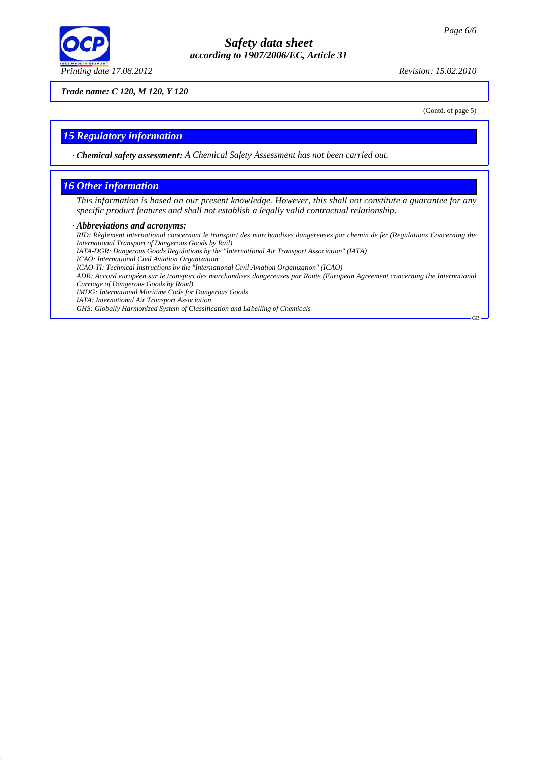*Trade name: C 120, M 120, Y 120*

(Contd. of page 5)

## *15 Regulatory information*

· ***Chemical safety assessment:*** *A Chemical Safety Assessment has not been carried out.*

## *16 Other information*

*This information is based on our present knowledge. However, this shall not constitute a guarantee for any specific product features and shall not establish a legally valid contractual relationship.*

· ***Abbreviations and acronyms:***

*RID: Règlement international concernant le transport des marchandises dangereuses par chemin de fer (Regulations Concerning the International Transport of Dangerous Goods by Rail)*
*IATA-DGR: Dangerous Goods Regulations by the "International Air Transport Association" (IATA)*
*ICAO: International Civil Aviation Organization*
*ICAO-TI: Technical Instructions by the "International Civil Aviation Organization" (ICAO)*
*ADR: Accord européen sur le transport des marchandises dangereuses par Route (European Agreement concerning the International Carriage of Dangerous Goods by Road)*
*IMDG: International Maritime Code for Dangerous Goods*
*IATA: International Air Transport Association*
*GHS: Globally Harmonized System of Classification and Labelling of Chemicals*

GB